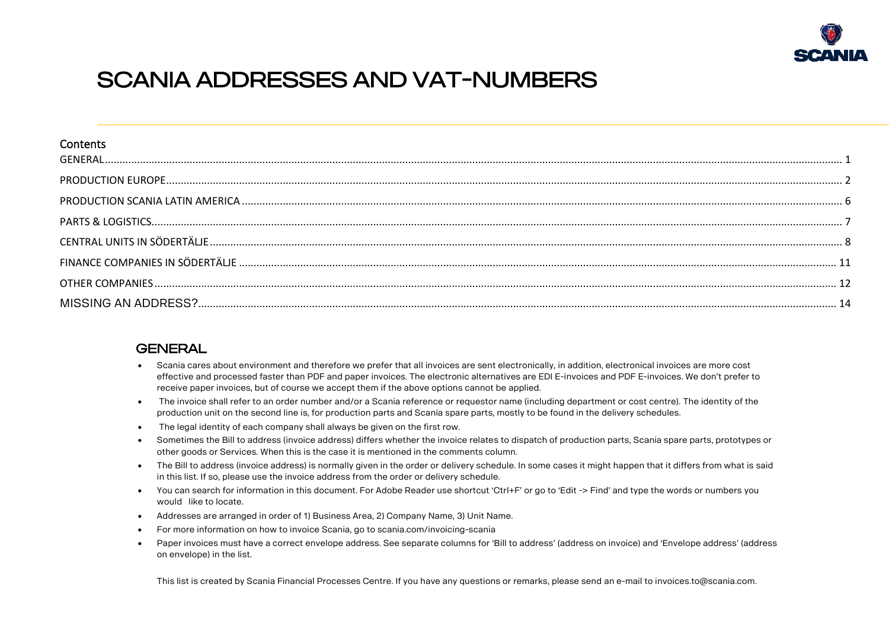# SCANIA ADDRESSES AND VAT-NUMBERS

## Contents

GENERAL ........ 1
PRODUCTION EUROPE ........ 2
PRODUCTION SCANIA LATIN AMERICA ........ 6
PARTS & LOGISTICS ........ 7
CENTRAL UNITS IN SÖDERTÄLJE ........ 8
FINANCE COMPANIES IN SÖDERTÄLJE ........ 11
OTHER COMPANIES ........ 12
MISSING AN ADDRESS? ........ 14

## GENERAL

- Scania cares about environment and therefore we prefer that all invoices are sent electronically, in addition, electronical invoices are more cost effective and processed faster than PDF and paper invoices. The electronic alternatives are EDI E-invoices and PDF E-invoices. We don't prefer to receive paper invoices, but of course we accept them if the above options cannot be applied.
- The invoice shall refer to an order number and/or a Scania reference or requestor name (including department or cost centre). The identity of the production unit on the second line is, for production parts and Scania spare parts, mostly to be found in the delivery schedules.
- The legal identity of each company shall always be given on the first row.
- Sometimes the Bill to address (invoice address) differs whether the invoice relates to dispatch of production parts, Scania spare parts, prototypes or other goods or Services. When this is the case it is mentioned in the comments column.
- The Bill to address (invoice address) is normally given in the order or delivery schedule. In some cases it might happen that it differs from what is said in this list. If so, please use the invoice address from the order or delivery schedule.
- You can search for information in this document. For Adobe Reader use shortcut 'Ctrl+F' or go to 'Edit -> Find' and type the words or numbers you would like to locate.
- Addresses are arranged in order of 1) Business Area, 2) Company Name, 3) Unit Name.
- For more information on how to invoice Scania, go to scania.com/invoicing-scania
- Paper invoices must have a correct envelope address. See separate columns for 'Bill to address' (address on invoice) and 'Envelope address' (address on envelope) in the list.

This list is created by Scania Financial Processes Centre. If you have any questions or remarks, please send an e-mail to invoices.to@scania.com.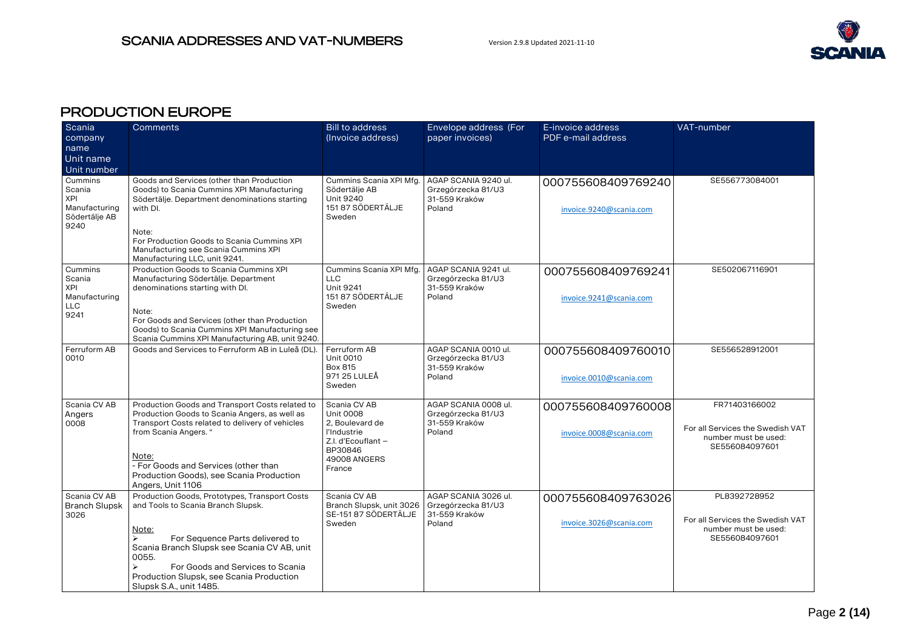## PRODUCTION EUROPE

| Scania company name<br>Unit name<br>Unit number | Comments | Bill to address (Invoice address) | Envelope address (For paper invoices) | E-invoice address<br>PDF e-mail address | VAT-number |
|---|---|---|---|---|---|
| Cummins Scania XPI Manufacturing Södertälje AB<br>9240 | Goods and Services (other than Production Goods) to Scania Cummins XPI Manufacturing Södertälje. Department denominations starting with DI.<br><br>Note:<br>For Production Goods to Scania Cummins XPI Manufacturing see Scania Cummins XPI Manufacturing LLC, unit 9241. | Cummins Scania XPI Mfg. Södertälje AB<br>Unit 9240<br>151 87 SÖDERTÄLJE<br>Sweden | AGAP SCANIA 9240 ul. Grzegórzecka 81/U3<br>31-559 Kraków<br>Poland | 000755608409769240<br><br>invoice.9240@scania.com | SE556773084001 |
| Cummins Scania XPI Manufacturing LLC<br>9241 | Production Goods to Scania Cummins XPI Manufacturing Södertälje. Department denominations starting with DI.<br><br>Note:<br>For Goods and Services (other than Production Goods) to Scania Cummins XPI Manufacturing see Scania Cummins XPI Manufacturing AB, unit 9240. | Cummins Scania XPI Mfg. LLC<br>Unit 9241<br>151 87 SÖDERTÄLJE<br>Sweden | AGAP SCANIA 9241 ul. Grzegórzecka 81/U3<br>31-559 Kraków<br>Poland | 000755608409769241<br><br>invoice.9241@scania.com | SE502067116901 |
| Ferruform AB<br>0010 | Goods and Services to Ferruform AB in Luleå (DL). | Ferruform AB<br>Unit 0010<br>Box 815<br>971 25 LULEÅ<br>Sweden | AGAP SCANIA 0010 ul. Grzegórzecka 81/U3<br>31-559 Kraków<br>Poland | 000755608409760010<br><br>invoice.0010@scania.com | SE556528912001 |
| Scania CV AB Angers<br>0008 | Production Goods and Transport Costs related to Production Goods to Scania Angers, as well as Transport Costs related to delivery of vehicles from Scania Angers. "<br><br>Note:<br>- For Goods and Services (other than Production Goods), see Scania Production Angers, Unit 1106 | Scania CV AB<br>Unit 0008<br>2, Boulevard de l'Industrie<br>Z.I. d'Ecouflant –<br>BP30846<br>49008 ANGERS<br>France | AGAP SCANIA 0008 ul. Grzegórzecka 81/U3<br>31-559 Kraków<br>Poland | 000755608409760008<br><br>invoice.0008@scania.com | FR71403166002<br><br>For all Services the Swedish VAT number must be used: SE556084097601 |
| Scania CV AB Branch Slupsk<br>3026 | Production Goods, Prototypes, Transport Costs and Tools to Scania Branch Slupsk.<br><br>Note:<br>➢ For Sequence Parts delivered to Scania Branch Slupsk see Scania CV AB, unit 0055.<br>➢ For Goods and Services to Scania Production Slupsk, see Scania Production Slupsk S.A., unit 1485. | Scania CV AB<br>Branch Slupsk, unit 3026<br>SE-151 87 SÖDERTÄLJE<br>Sweden | AGAP SCANIA 3026 ul. Grzegórzecka 81/U3<br>31-559 Kraków<br>Poland | 000755608409763026<br><br>invoice.3026@scania.com | PL8392728952<br><br>For all Services the Swedish VAT number must be used: SE556084097601 |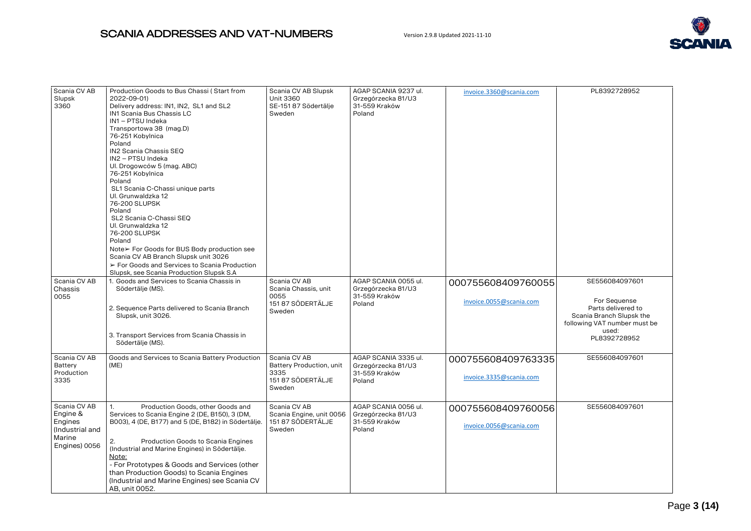| Scania CV AB Slupsk 3360 | Production Goods to Bus Chassi ( Start from 2022-09-01)<br>Delivery address: IN1, IN2, SL1 and SL2<br>IN1 Scania Bus Chassis LC<br>IN1 – PTSU Indeka<br>Transportowa 38 (mag.D)<br>76-251 Kobylnica<br>Poland<br>IN2 Scania Chassis SEQ<br>IN2 – PTSU Indeka<br>Ul. Drogowców 5 (mag. ABC)<br>76-251 Kobylnica<br>Poland<br>SL1 Scania C-Chassi unique parts<br>Ul. Grunwaldzka 12<br>76-200 SLUPSK<br>Poland<br>SL2 Scania C-Chassi SEQ<br>Ul. Grunwaldzka 12<br>76-200 SLUPSK<br>Poland<br>Note➢ For Goods for BUS Body production see Scania CV AB Branch Slupsk unit 3026<br>➢ For Goods and Services to Scania Production Slupsk, see Scania Production Slupsk S.A | Scania CV AB Slupsk<br>Unit 3360<br>SE-151 87 Södertälje<br>Sweden | AGAP SCANIA 9237 ul.<br>Grzegórzecka 81/U3<br>31-559 Kraków<br>Poland | invoice.3360@scania.com | PL8392728952 |
|---|---|---|---|---|---|
| Scania CV AB Chassis 0055 | 1. Goods and Services to Scania Chassis in Södertälje (MS).<br><br>2. Sequence Parts delivered to Scania Branch Slupsk, unit 3026.<br><br>3. Transport Services from Scania Chassis in Södertälje (MS). | Scania CV AB<br>Scania Chassis, unit 0055<br>151 87 SÖDERTÄLJE<br>Sweden | AGAP SCANIA 0055 ul.<br>Grzegórzecka 81/U3<br>31-559 Kraków<br>Poland | 000755608409760055<br><br>invoice.0055@scania.com | SE556084097601<br><br>For Sequense Parts delivered to Scania Branch Slupsk the following VAT number must be used:<br>PL8392728952 |
| Scania CV AB Battery Production 3335 | Goods and Services to Scania Battery Production (ME) | Scania CV AB<br>Battery Production, unit 3335<br>151 87 SÖDERTÄLJE<br>Sweden | AGAP SCANIA 3335 ul.<br>Grzegórzecka 81/U3<br>31-559 Kraków<br>Poland | 000755608409763335<br><br>invoice.3335@scania.com | SE556084097601 |
| Scania CV AB Engine & Engines (Industrial and Marine Engines) 0056 | 1. Production Goods, other Goods and Services to Scania Engine 2 (DE, B150), 3 (DM, B003), 4 (DE, B177) and 5 (DE, B182) in Södertälje.<br><br>2. Production Goods to Scania Engines (Industrial and Marine Engines) in Södertälje.<br>Note:<br>- For Prototypes & Goods and Services (other than Production Goods) to Scania Engines (Industrial and Marine Engines) see Scania CV AB, unit 0052. | Scania CV AB<br>Scania Engine, unit 0056<br>151 87 SÖDERTÄLJE<br>Sweden | AGAP SCANIA 0056 ul.<br>Grzegórzecka 81/U3<br>31-559 Kraków<br>Poland | 000755608409760056<br><br>invoice.0056@scania.com | SE556084097601 |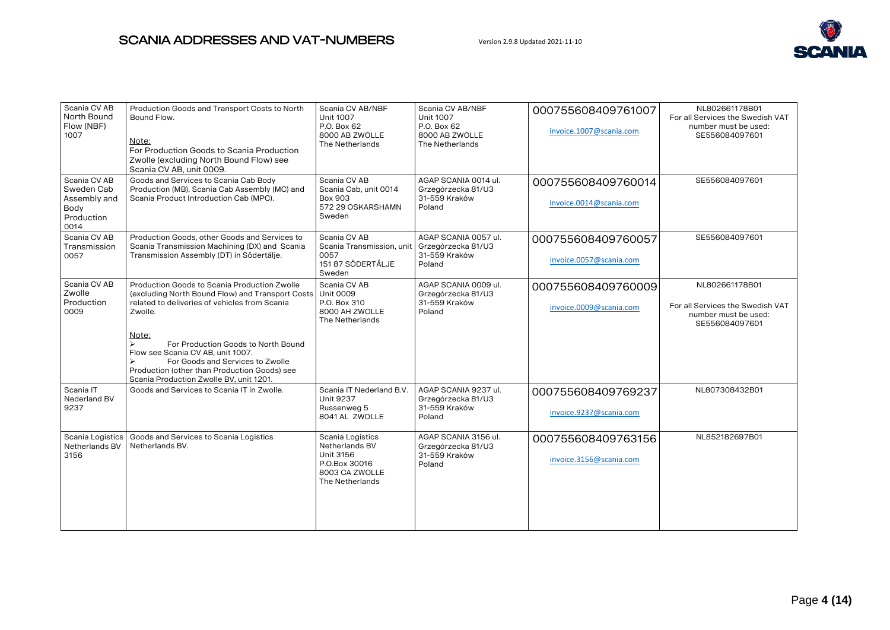| Scania CV AB North Bound Flow (NBF) 1007 | Production Goods and Transport Costs to North Bound Flow.<br><br>Note:<br>For Production Goods to Scania Production Zwolle (excluding North Bound Flow) see Scania CV AB, unit 0009. | Scania CV AB/NBF<br>Unit 1007<br>P.O. Box 62<br>8000 AB ZWOLLE<br>The Netherlands | Scania CV AB/NBF<br>Unit 1007<br>P.O. Box 62<br>8000 AB ZWOLLE<br>The Netherlands | 0007556084097610 07<br><br>invoice.1007@scania.com | NL802661178B01<br>For all Services the Swedish VAT number must be used:<br>SE556084097601 |
|---|---|---|---|---|---|
| Scania CV AB Sweden Cab Assembly and Body Production 0014 | Goods and Services to Scania Cab Body Production (MB), Scania Cab Assembly (MC) and Scania Product Introduction Cab (MPC). | Scania CV AB<br>Scania Cab, unit 0014<br>Box 903<br>572 29 OSKARSHAMN<br>Sweden | AGAP SCANIA 0014 ul. Grzegórzecka 81/U3<br>31-559 Kraków<br>Poland | 000755608409760014<br><br>invoice.0014@scania.com | SE556084097601 |
| Scania CV AB Transmission 0057 | Production Goods, other Goods and Services to Scania Transmission Machining (DX) and Scania Transmission Assembly (DT) in Södertälje. | Scania CV AB<br>Scania Transmission, unit 0057<br>151 87 SÖDERTÄLJE<br>Sweden | AGAP SCANIA 0057 ul. Grzegórzecka 81/U3<br>31-559 Kraków<br>Poland | 000755608409760057<br><br>invoice.0057@scania.com | SE556084097601 |
| Scania CV AB Zwolle Production 0009 | Production Goods to Scania Production Zwolle (excluding North Bound Flow) and Transport Costs related to deliveries of vehicles from Scania Zwolle.<br><br>Note:<br>➢ For Production Goods to North Bound Flow see Scania CV AB, unit 1007.<br>➢ For Goods and Services to Zwolle Production (other than Production Goods) see Scania Production Zwolle BV, unit 1201. | Scania CV AB<br>Unit 0009<br>P.O. Box 310<br>8000 AH ZWOLLE<br>The Netherlands | AGAP SCANIA 0009 ul. Grzegórzecka 81/U3<br>31-559 Kraków<br>Poland | 000755608409760009<br><br>invoice.0009@scania.com | NL802661178B01<br><br>For all Services the Swedish VAT number must be used:<br>SE556084097601 |
| Scania IT Nederland BV 9237 | Goods and Services to Scania IT in Zwolle. | Scania IT Nederland B.V.<br>Unit 9237<br>Russenweg 5<br>8041 AL ZWOLLE | AGAP SCANIA 9237 ul. Grzegórzecka 81/U3<br>31-559 Kraków<br>Poland | 000755608409769237<br><br>invoice.9237@scania.com | NL807308432B01 |
| Scania Logistics Netherlands BV 3156 | Goods and Services to Scania Logistics Netherlands BV. | Scania Logistics Netherlands BV<br>Unit 3156<br>P.O.Box 30016<br>8003 CA ZWOLLE<br>The Netherlands | AGAP SCANIA 3156 ul. Grzegórzecka 81/U3<br>31-559 Kraków<br>Poland | 000755608409763156<br><br>invoice.3156@scania.com | NL852182697B01 |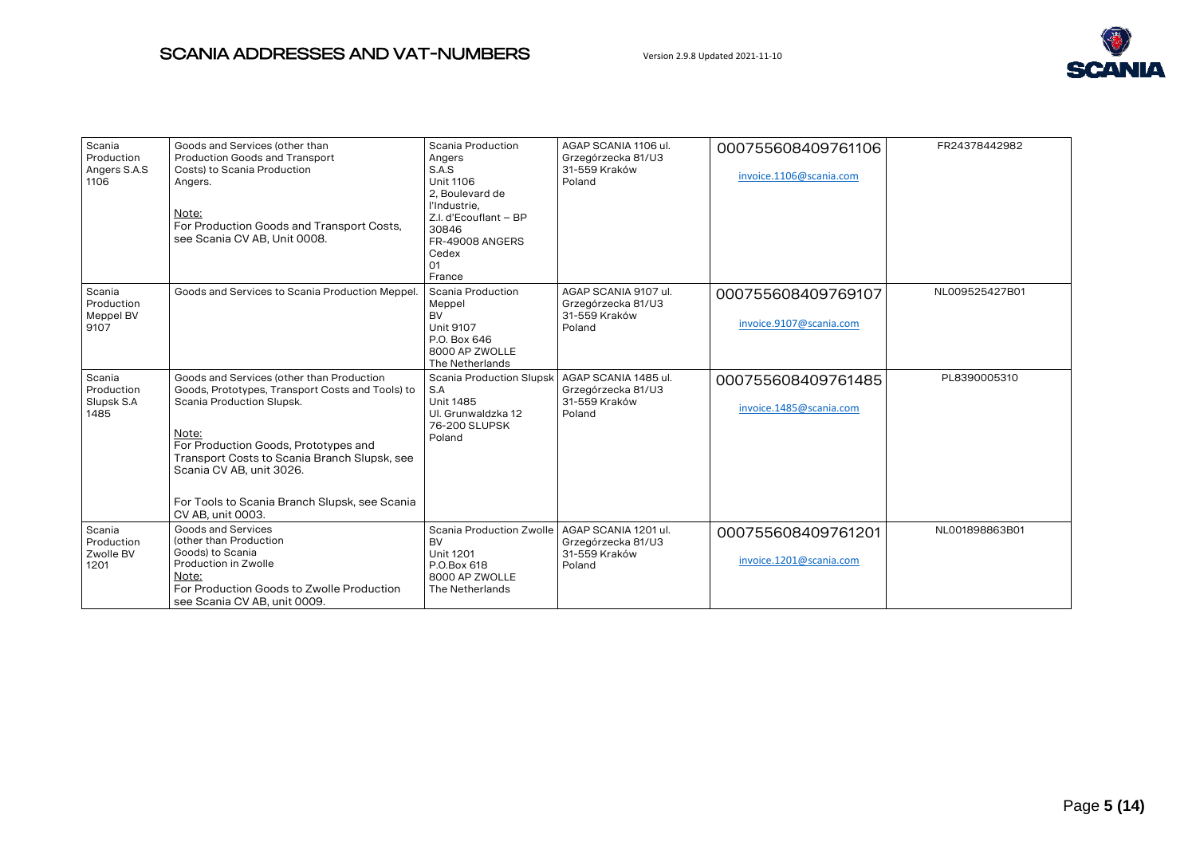| Scania Production Angers S.A.S 1106 | Goods and Services (other than Production Goods and Transport Costs) to Scania Production Angers.<br><br>Note:<br>For Production Goods and Transport Costs, see Scania CV AB, Unit 0008. | Scania Production Angers S.A.S Unit 1106 2, Boulevard de l'Industrie, Z.I. d'Ecouflant – BP 30846 FR-49008 ANGERS Cedex 01 France | AGAP SCANIA 1106 ul. Grzegórzecka 81/U3 31-559 Kraków Poland | 000755608409761106<br><br>invoice.1106@scania.com | FR24378442982 |
|---|---|---|---|---|---|
| Scania Production Meppel BV 9107 | Goods and Services to Scania Production Meppel. | Scania Production Meppel BV Unit 9107 P.O. Box 646 8000 AP ZWOLLE The Netherlands | AGAP SCANIA 9107 ul. Grzegórzecka 81/U3 31-559 Kraków Poland | 000755608409769107<br><br>invoice.9107@scania.com | NL009525427B01 |
| Scania Production Slupsk S.A 1485 | Goods and Services (other than Production Goods, Prototypes, Transport Costs and Tools) to Scania Production Slupsk.<br><br>Note:<br>For Production Goods, Prototypes and Transport Costs to Scania Branch Slupsk, see Scania CV AB, unit 3026.<br><br>For Tools to Scania Branch Slupsk, see Scania CV AB, unit 0003. | Scania Production Slupsk S.A Unit 1485 Ul. Grunwaldzka 12 76-200 SLUPSK Poland | AGAP SCANIA 1485 ul. Grzegórzecka 81/U3 31-559 Kraków Poland | 000755608409761485<br><br>invoice.1485@scania.com | PL8390005310 |
| Scania Production Zwolle BV 1201 | Goods and Services (other than Production Goods) to Scania Production in Zwolle<br>Note:<br>For Production Goods to Zwolle Production see Scania CV AB, unit 0009. | Scania Production Zwolle BV Unit 1201 P.O.Box 618 8000 AP ZWOLLE The Netherlands | AGAP SCANIA 1201 ul. Grzegórzecka 81/U3 31-559 Kraków Poland | 000755608409761201<br><br>invoice.1201@scania.com | NL001898863B01 |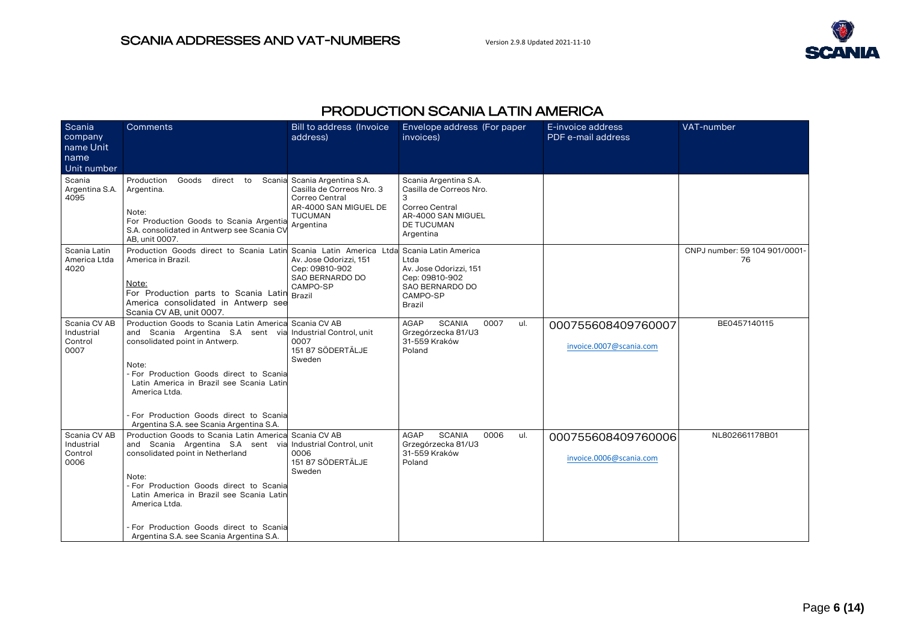## PRODUCTION SCANIA LATIN AMERICA

| Scania company name Unit name Unit number | Comments | Bill to address (Invoice address) | Envelope address (For paper invoices) | E-invoice address PDF e-mail address | VAT-number |
|---|---|---|---|---|---|
| Scania Argentina S.A. 4095 | Production Goods direct to Scania Argentina.<br><br>Note:<br>For Production Goods to Scania Argentina S.A. consolidated in Antwerp see Scania CV AB, unit 0007. | Scania Argentina S.A.<br>Casilla de Correos Nro. 3<br>Correo Central<br>AR-4000 SAN MIGUEL DE TUCUMAN<br>Argentina | Scania Argentina S.A.<br>Casilla de Correos Nro. 3<br>Correo Central<br>AR-4000 SAN MIGUEL DE TUCUMAN<br>Argentina | | |
| Scania Latin America Ltda 4020 | Production Goods direct to Scania Latin America in Brazil.<br><br>Note:<br>For Production parts to Scania Latin America consolidated in Antwerp see Scania CV AB, unit 0007. | Scania Latin America Ltda<br>Av. Jose Odorizzi, 151<br>Cep: 09810-902<br>SAO BERNARDO DO CAMPO-SP<br>Brazil | Scania Latin America Ltda<br>Av. Jose Odorizzi, 151<br>Cep: 09810-902<br>SAO BERNARDO DO CAMPO-SP<br>Brazil | | CNPJ number: 59 104 901/0001-76 |
| Scania CV AB Industrial Control 0007 | Production Goods to Scania Latin America and Scania Argentina S.A sent via consolidated point in Antwerp.<br><br>Note:<br>- For Production Goods direct to Scania Latin America in Brazil see Scania Latin America Ltda.<br><br>- For Production Goods direct to Scania Argentina S.A. see Scania Argentina S.A. | Scania CV AB<br>Industrial Control, unit 0007<br>151 87 SÖDERTÄLJE<br>Sweden | AGAP SCANIA 0007 ul. Grzegórzecka 81/U3<br>31-559 Kraków<br>Poland | 0007555608409760007<br><br>invoice.0007@scania.com | BE0457140115 |
| Scania CV AB Industrial Control 0006 | Production Goods to Scania Latin America and Scania Argentina S.A sent via consolidated point in Netherland<br><br>Note:<br>- For Production Goods direct to Scania Latin America in Brazil see Scania Latin America Ltda.<br><br>- For Production Goods direct to Scania Argentina S.A. see Scania Argentina S.A. | Scania CV AB<br>Industrial Control, unit 0006<br>151 87 SÖDERTÄLJE<br>Sweden | AGAP SCANIA 0006 ul. Grzegórzecka 81/U3<br>31-559 Kraków<br>Poland | 0007555608409760006<br><br>invoice.0006@scania.com | NL802661178B01 |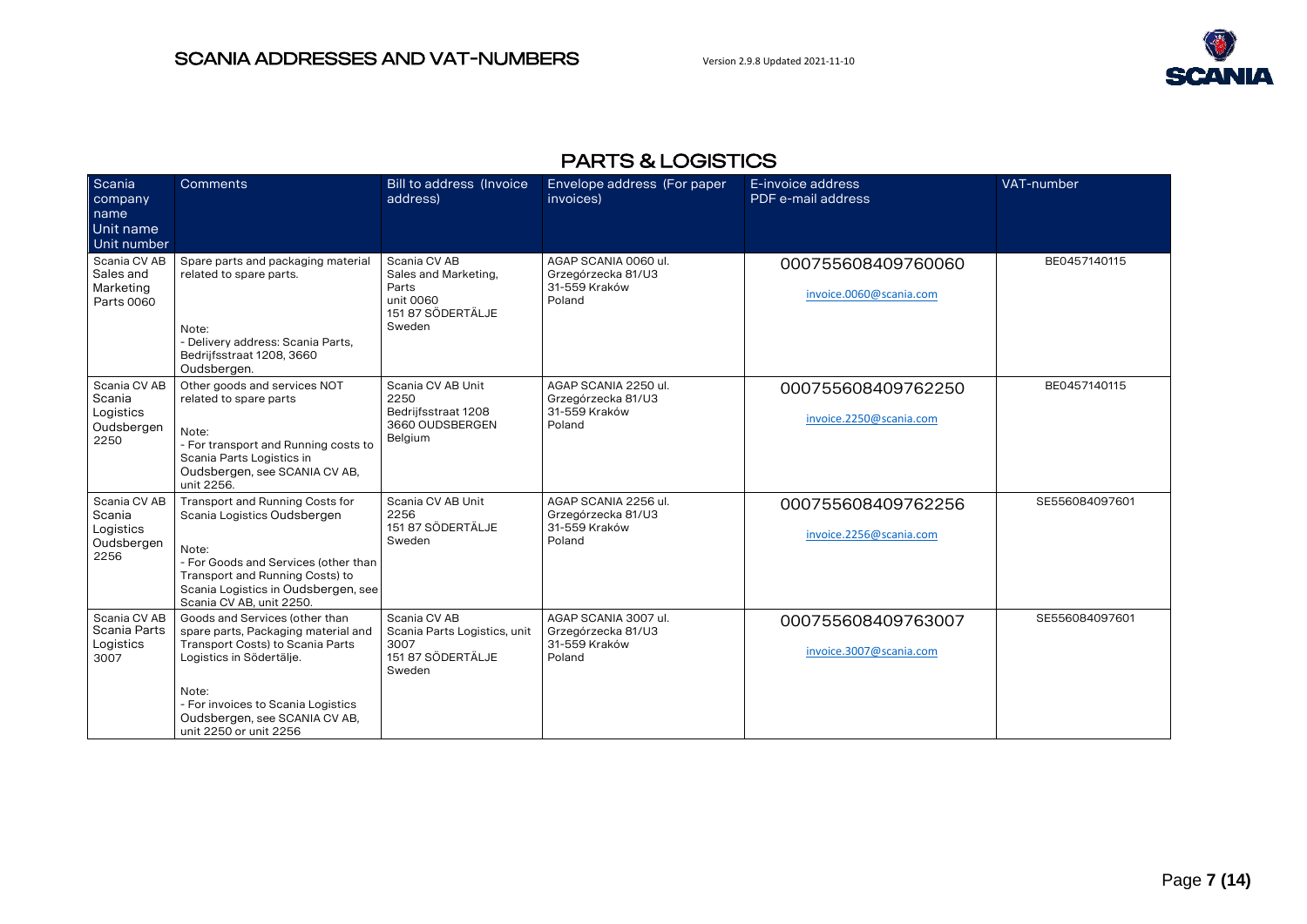## PARTS & LOGISTICS

| Scania company name Unit name Unit number | Comments | Bill to address (Invoice address) | Envelope address (For paper invoices) | E-invoice address PDF e-mail address | VAT-number |
|---|---|---|---|---|---|
| Scania CV AB Sales and Marketing Parts 0060 | Spare parts and packaging material related to spare parts.<br><br>Note:<br>- Delivery address: Scania Parts, Bedrijfsstraat 1208, 3660 Oudsbergen. | Scania CV AB<br>Sales and Marketing, Parts<br>unit 0060<br>151 87 SÖDERTÄLJE<br>Sweden | AGAP SCANIA 0060 ul. Grzegórzecka 81/U3<br>31-559 Kraków<br>Poland | 000755608409760060<br><br>invoice.0060@scania.com | BE0457140115 |
| Scania CV AB Scania Logistics Oudsbergen 2250 | Other goods and services NOT related to spare parts<br><br>Note:<br>- For transport and Running costs to Scania Parts Logistics in Oudsbergen, see SCANIA CV AB, unit 2256. | Scania CV AB Unit 2250<br>Bedrijfsstraat 1208<br>3660 OUDSBERGEN<br>Belgium | AGAP SCANIA 2250 ul. Grzegórzecka 81/U3<br>31-559 Kraków<br>Poland | 000755608409762250<br><br>invoice.2250@scania.com | BE0457140115 |
| Scania CV AB Scania Logistics Oudsbergen 2256 | Transport and Running Costs for Scania Logistics Oudsbergen<br><br>Note:<br>- For Goods and Services (other than Transport and Running Costs) to Scania Logistics in Oudsbergen, see Scania CV AB, unit 2250. | Scania CV AB Unit 2256<br>151 87 SÖDERTÄLJE<br>Sweden | AGAP SCANIA 2256 ul. Grzegórzecka 81/U3<br>31-559 Kraków<br>Poland | 000755608409762256<br><br>invoice.2256@scania.com | SE556084097601 |
| Scania CV AB Scania Parts Logistics 3007 | Goods and Services (other than spare parts, Packaging material and Transport Costs) to Scania Parts Logistics in Södertälje.<br><br>Note:<br>- For invoices to Scania Logistics Oudsbergen, see SCANIA CV AB, unit 2250 or unit 2256 | Scania CV AB<br>Scania Parts Logistics, unit 3007<br>151 87 SÖDERTÄLJE<br>Sweden | AGAP SCANIA 3007 ul. Grzegórzecka 81/U3<br>31-559 Kraków<br>Poland | 000755608409763007<br><br>invoice.3007@scania.com | SE556084097601 |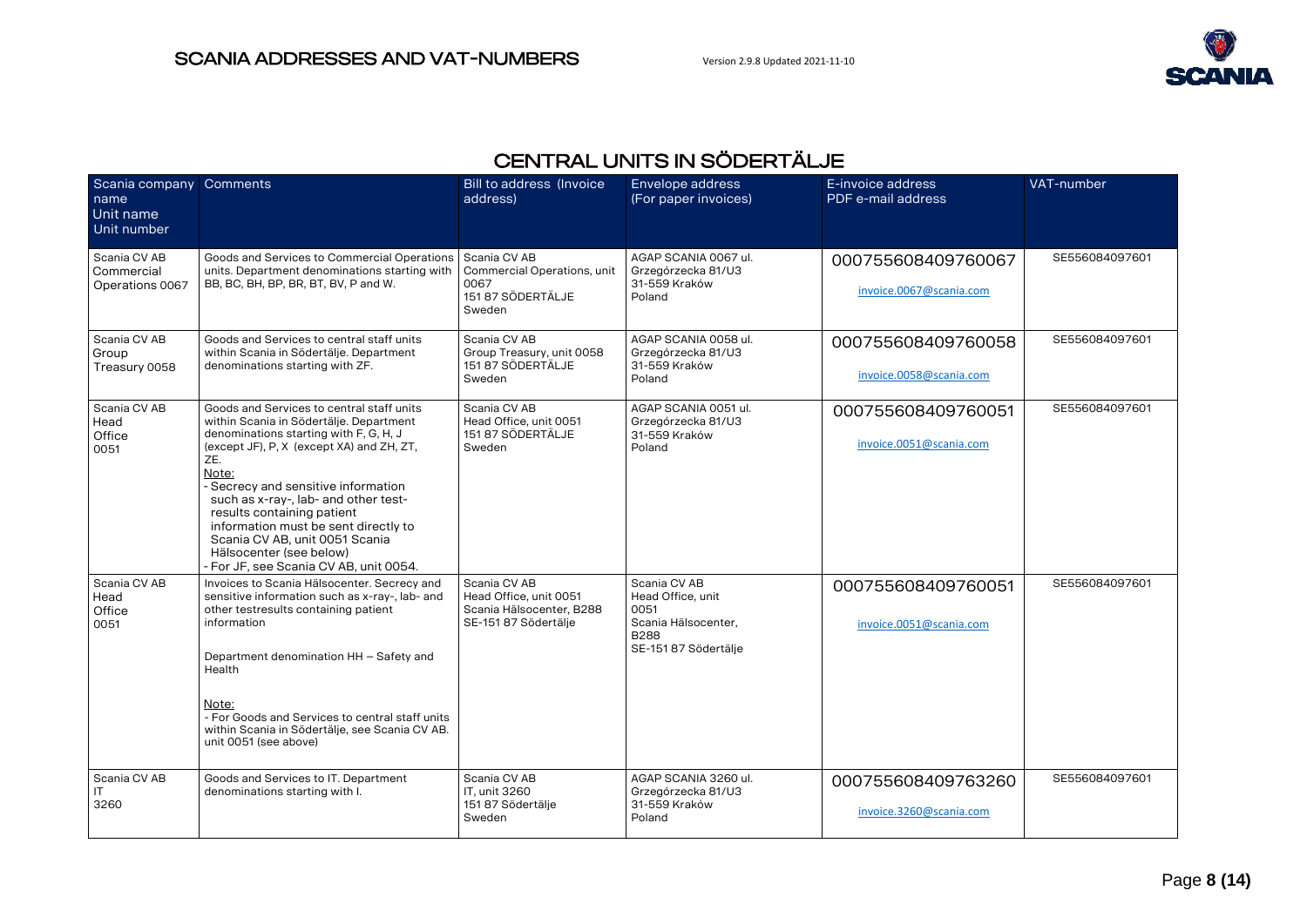# CENTRAL UNITS IN SÖDERTÄLJE

| Scania company name<br>Unit name<br>Unit number | Comments | Bill to address (Invoice address) | Envelope address<br>(For paper invoices) | E-invoice address<br>PDF e-mail address | VAT-number |
|---|---|---|---|---|---|
| Scania CV AB<br>Commercial<br>Operations 0067 | Goods and Services to Commercial Operations units. Department denominations starting with BB, BC, BH, BP, BR, BT, BV, P and W. | Scania CV AB<br>Commercial Operations, unit 0067<br>151 87 SÖDERTÄLJE<br>Sweden | AGAP SCANIA 0067 ul.<br>Grzegórzecka 81/U3<br>31-559 Kraków<br>Poland | 0007556084097600067<br>invoice.0067@scania.com | SE556084097601 |
| Scania CV AB<br>Group<br>Treasury 0058 | Goods and Services to central staff units within Scania in Södertälje. Department denominations starting with ZF. | Scania CV AB<br>Group Treasury, unit 0058<br>151 87 SÖDERTÄLJE<br>Sweden | AGAP SCANIA 0058 ul.<br>Grzegórzecka 81/U3<br>31-559 Kraków<br>Poland | 0007556084097600058<br>invoice.0058@scania.com | SE556084097601 |
| Scania CV AB<br>Head<br>Office<br>0051 | Goods and Services to central staff units within Scania in Södertälje. Department denominations starting with F, G, H, J (except JF), P, X (except XA) and ZH, ZT, ZE.<br>Note:<br>- Secrecy and sensitive information such as x-ray-, lab- and other test-results containing patient information must be sent directly to Scania CV AB, unit 0051 Scania Hälsocenter (see below)<br>- For JF, see Scania CV AB, unit 0054. | Scania CV AB<br>Head Office, unit 0051<br>151 87 SÖDERTÄLJE<br>Sweden | AGAP SCANIA 0051 ul.<br>Grzegórzecka 81/U3<br>31-559 Kraków<br>Poland | 0007556084097600051<br>invoice.0051@scania.com | SE556084097601 |
| Scania CV AB<br>Head<br>Office<br>0051 | Invoices to Scania Hälsocenter. Secrecy and sensitive information such as x-ray-, lab- and other testresults containing patient information<br><br>Department denomination HH – Safety and Health<br><br>Note:<br>- For Goods and Services to central staff units within Scania in Södertälje, see Scania CV AB. unit 0051 (see above) | Scania CV AB<br>Head Office, unit 0051<br>Scania Hälsocenter, B288<br>SE-151 87 Södertälje | Scania CV AB<br>Head Office, unit 0051<br>Scania Hälsocenter, B288<br>SE-151 87 Södertälje | 0007556084097600051<br>invoice.0051@scania.com | SE556084097601 |
| Scania CV AB<br>IT<br>3260 | Goods and Services to IT. Department denominations starting with I. | Scania CV AB<br>IT, unit 3260<br>151 87 Södertälje<br>Sweden | AGAP SCANIA 3260 ul.<br>Grzegórzecka 81/U3<br>31-559 Kraków<br>Poland | 0007556084097603260<br>invoice.3260@scania.com | SE556084097601 |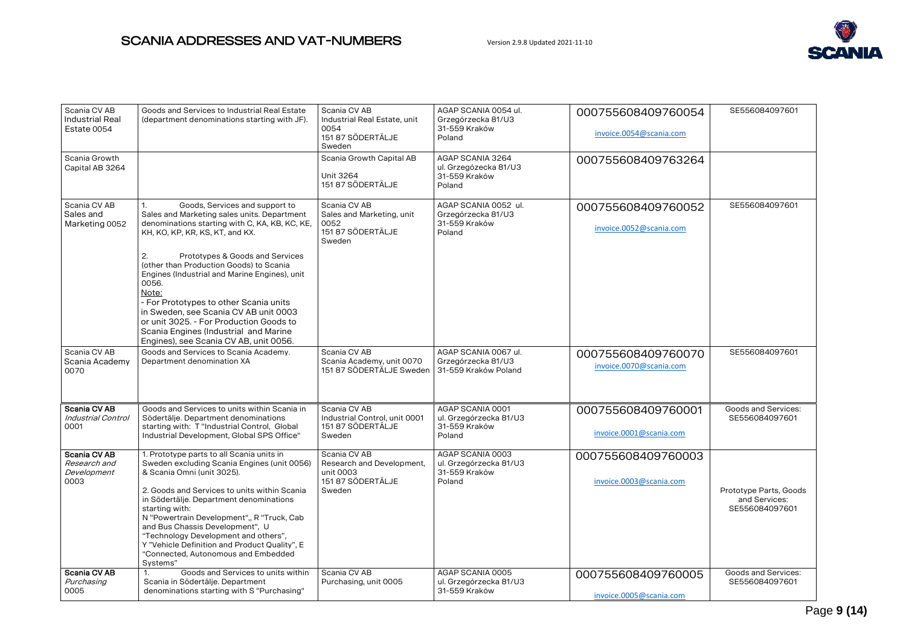| Scania CV AB Industrial Real Estate 0054 | Goods and Services to Industrial Real Estate (department denominations starting with JF). | Scania CV AB Industrial Real Estate, unit 0054 151 87 SÖDERTÄLJE Sweden | AGAP SCANIA 0054 ul. Grzegórzecka 81/U3 31-559 Kraków Poland | 000755608409760054 invoice.0054@scania.com | SE556084097601 |
|---|---|---|---|---|---|
| Scania Growth Capital AB 3264 | | Scania Growth Capital AB Unit 3264 151 87 SÖDERTÄLJE | AGAP SCANIA 3264 ul. Grzegózecka 81/U3 31-559 Kraków Poland | 000755608409763264 | |
| Scania CV AB Sales and Marketing 0052 | 1. Goods, Services and support to Sales and Marketing sales units. Department denominations starting with C, KA, KB, KC, KE, KH, KO, KP, KR, KS, KT, and KX.<br><br>2. Prototypes & Goods and Services (other than Production Goods) to Scania Engines (Industrial and Marine Engines), unit 0056.<br>Note:<br>- For Prototypes to other Scania units in Sweden, see Scania CV AB unit 0003 or unit 3025. - For Production Goods to Scania Engines (Industrial and Marine Engines), see Scania CV AB, unit 0056. | Scania CV AB Sales and Marketing, unit 0052 151 87 SÖDERTÄLJE Sweden | AGAP SCANIA 0052 ul. Grzegórzecka 81/U3 31-559 Kraków Poland | 000755608409760052 invoice.0052@scania.com | SE556084097601 |
| Scania CV AB Scania Academy 0070 | Goods and Services to Scania Academy. Department denomination XA | Scania CV AB Scania Academy, unit 0070 151 87 SÖDERTÄLJE Sweden | AGAP SCANIA 0067 ul. Grzegórzecka 81/U3 31-559 Kraków Poland | 000755608409760070 invoice.0070@scania.com | SE556084097601 |
| **Scania CV AB** *Industrial Control* 0001 | Goods and Services to units within Scania in Södertälje. Department denominations starting with: T "Industrial Control, Global Industrial Development, Global SPS Office" | Scania CV AB Industrial Control, unit 0001 151 87 SÖDERTÄLJE Sweden | AGAP SCANIA 0001 ul. Grzegórzecka 81/U3 31-559 Kraków Poland | 000755608409760001 invoice.0001@scania.com | Goods and Services: SE556084097601 |
| **Scania CV AB** *Research and Development* 0003 | 1. Prototype parts to all Scania units in Sweden excluding Scania Engines (unit 0056) & Scania Omni (unit 3025).<br><br>2. Goods and Services to units within Scania in Södertälje. Department denominations starting with:<br>N "Powertrain Development",, R "Truck, Cab and Bus Chassis Development", U "Technology Development and others", Y "Vehicle Definition and Product Quality", E "Connected, Autonomous and Embedded Systems" | Scania CV AB Research and Development, unit 0003 151 87 SÖDERTÄLJE Sweden | AGAP SCANIA 0003 ul. Grzegórzecka 81/U3 31-559 Kraków Poland | 000755608409760003 invoice.0003@scania.com | Prototype Parts, Goods and Services: SE556084097601 |
| **Scania CV AB** *Purchasing* 0005 | 1. Goods and Services to units within Scania in Södertälje. Department denominations starting with S "Purchasing" | Scania CV AB Purchasing, unit 0005 | AGAP SCANIA 0005 ul. Grzegórzecka 81/U3 31-559 Kraków | 000755608409760005 invoice.0005@scania.com | Goods and Services: SE556084097601 |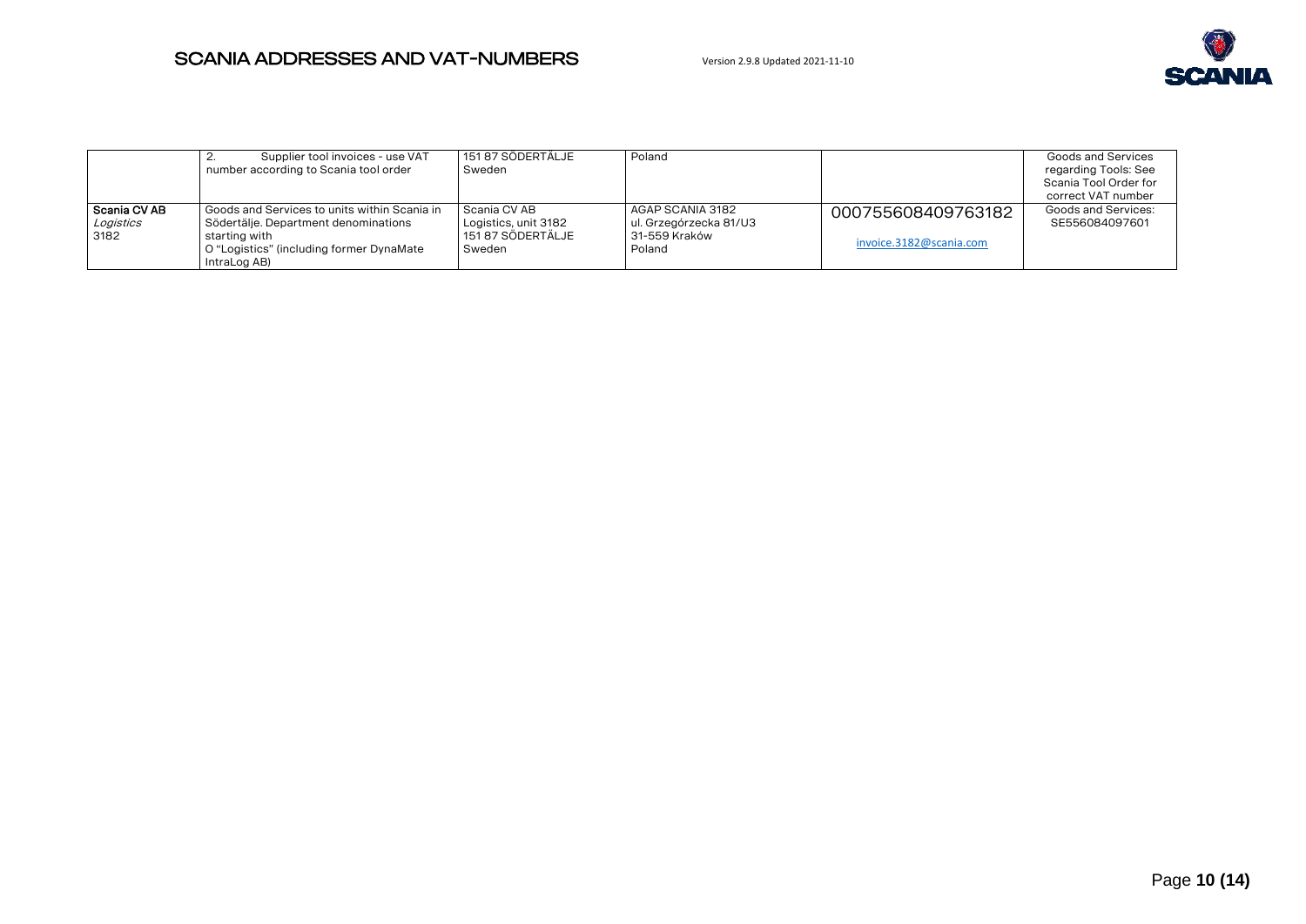| | | | | | |
|---|---|---|---|---|---|
| | 2. Supplier tool invoices - use VAT number according to Scania tool order | 151 87 SÖDERTÄLJE Sweden | Poland | | Goods and Services regarding Tools: See Scania Tool Order for correct VAT number |
| **Scania CV AB** *Logistics* 3182 | Goods and Services to units within Scania in Södertälje. Department denominations starting with O "Logistics" (including former DynaMate IntraLog AB) | Scania CV AB Logistics, unit 3182 151 87 SÖDERTÄLJE Sweden | AGAP SCANIA 3182 ul. Grzegórzecka 81/U3 31-559 Kraków Poland | 000755608409763182 invoice.3182@scania.com | Goods and Services: SE556084097601 |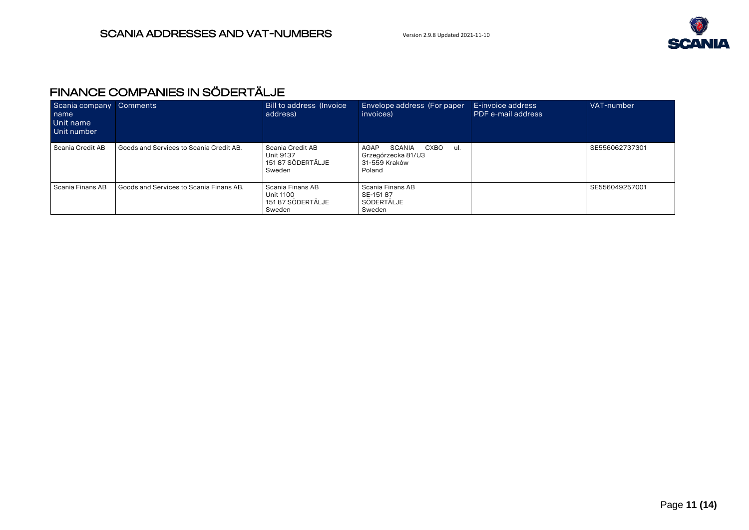## FINANCE COMPANIES IN SÖDERTÄLJE

| Scania company name<br>Unit name<br>Unit number | Comments | Bill to address (Invoice address) | Envelope address (For paper invoices) | E-invoice address<br>PDF e-mail address | VAT-number |
|---|---|---|---|---|---|
| Scania Credit AB | Goods and Services to Scania Credit AB. | Scania Credit AB<br>Unit 9137<br>151 87 SÖDERTÄLJE<br>Sweden | AGAP SCANIA CXBO ul. Grzegórzecka 81/U3<br>31-559 Kraków<br>Poland | | SE556062737301 |
| Scania Finans AB | Goods and Services to Scania Finans AB. | Scania Finans AB<br>Unit 1100<br>151 87 SÖDERTÄLJE<br>Sweden | Scania Finans AB<br>SE-151 87<br>SÖDERTÄLJE<br>Sweden | | SE556049257001 |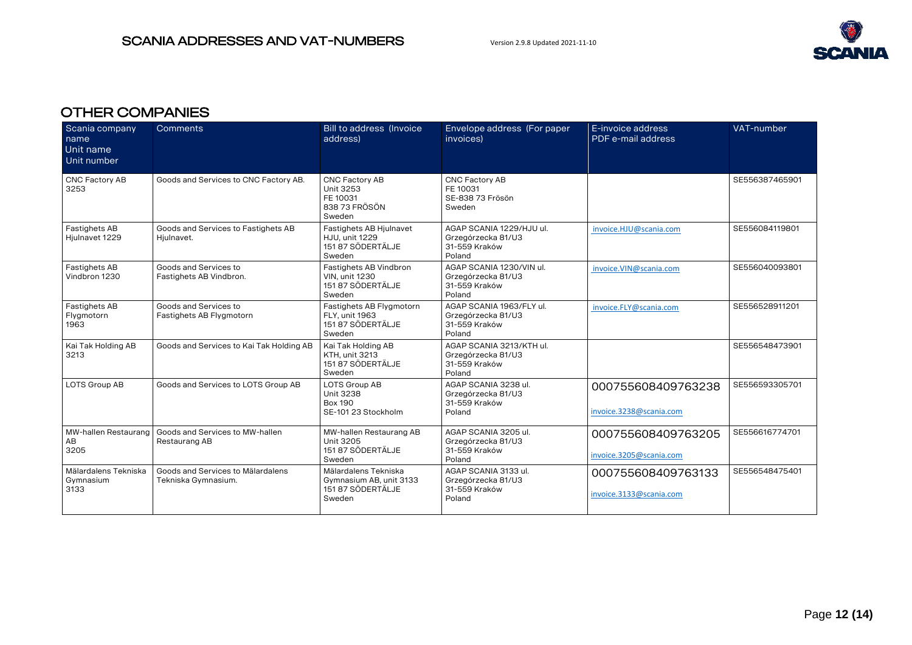## OTHER COMPANIES

| Scania company name<br>Unit name<br>Unit number | Comments | Bill to address (Invoice address) | Envelope address (For paper invoices) | E-invoice address<br>PDF e-mail address | VAT-number |
|---|---|---|---|---|---|
| CNC Factory AB<br>3253 | Goods and Services to CNC Factory AB. | CNC Factory AB<br>Unit 3253<br>FE 10031<br>838 73 FRÖSÖN<br>Sweden | CNC Factory AB<br>FE 10031<br>SE-838 73 Frösön<br>Sweden | | SE556387465901 |
| Fastighets AB Hjulnavet 1229 | Goods and Services to Fastighets AB Hjulnavet. | Fastighets AB Hjulnavet<br>HJU, unit 1229<br>151 87 SÖDERTÄLJE<br>Sweden | AGAP SCANIA 1229/HJU ul. Grzegórzecka 81/U3<br>31-559 Kraków<br>Poland | invoice.HJU@scania.com | SE556084119801 |
| Fastighets AB Vindbron 1230 | Goods and Services to Fastighets AB Vindbron. | Fastighets AB Vindbron<br>VIN, unit 1230<br>151 87 SÖDERTÄLJE<br>Sweden | AGAP SCANIA 1230/VIN ul. Grzegórzecka 81/U3<br>31-559 Kraków<br>Poland | invoice.VIN@scania.com | SE556040093801 |
| Fastighets AB Flygmotorn 1963 | Goods and Services to Fastighets AB Flygmotorn | Fastighets AB Flygmotorn<br>FLY, unit 1963<br>151 87 SÖDERTÄLJE<br>Sweden | AGAP SCANIA 1963/FLY ul. Grzegórzecka 81/U3<br>31-559 Kraków<br>Poland | invoice.FLY@scania.com | SE556528911201 |
| Kai Tak Holding AB<br>3213 | Goods and Services to Kai Tak Holding AB | Kai Tak Holding AB<br>KTH, unit 3213<br>151 87 SÖDERTÄLJE<br>Sweden | AGAP SCANIA 3213/KTH ul. Grzegórzecka 81/U3<br>31-559 Kraków<br>Poland | | SE556548473901 |
| LOTS Group AB | Goods and Services to LOTS Group AB | LOTS Group AB<br>Unit 3238<br>Box 190<br>SE-101 23 Stockholm | AGAP SCANIA 3238 ul. Grzegórzecka 81/U3<br>31-559 Kraków<br>Poland | 000755608409763238<br>invoice.3238@scania.com | SE556593305701 |
| MW-hallen Restaurang AB<br>3205 | Goods and Services to MW-hallen Restaurang AB | MW-hallen Restaurang AB<br>Unit 3205<br>151 87 SÖDERTÄLJE<br>Sweden | AGAP SCANIA 3205 ul. Grzegórzecka 81/U3<br>31-559 Kraków<br>Poland | 000755608409763205<br>invoice.3205@scania.com | SE556616774701 |
| Mälardalens Tekniska Gymnasium<br>3133 | Goods and Services to Mälardalens Tekniska Gymnasium. | Mälardalens Tekniska Gymnasium AB, unit 3133<br>151 87 SÖDERTÄLJE<br>Sweden | AGAP SCANIA 3133 ul. Grzegórzecka 81/U3<br>31-559 Kraków<br>Poland | 000755608409763133<br>invoice.3133@scania.com | SE556548475401 |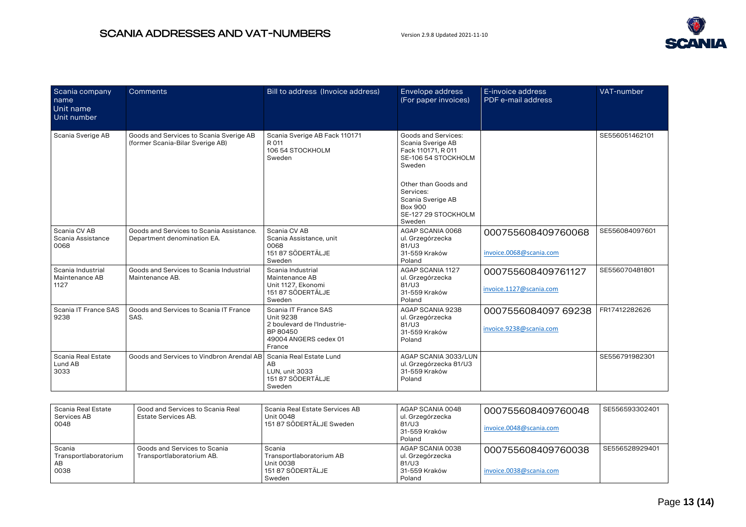# SCANIA ADDRESSES AND VAT-NUMBERS

Version 2.9.8 Updated 2021-11-10

| Scania company name<br>Unit name<br>Unit number | Comments | Bill to address (Invoice address) | Envelope address (For paper invoices) | E-invoice address<br>PDF e-mail address | VAT-number |
|---|---|---|---|---|---|
| Scania Sverige AB | Goods and Services to Scania Sverige AB (former Scania-Bilar Sverige AB) | Scania Sverige AB Fack 110171<br>R 011<br>106 54 STOCKHOLM<br>Sweden | Goods and Services:<br>Scania Sverige AB<br>Fack 110171, R 011<br>SE-106 54 STOCKHOLM<br>Sweden<br><br>Other than Goods and Services:<br>Scania Sverige AB<br>Box 900<br>SE-127 29 STOCKHOLM<br>Sweden | | SE556051462101 |
| Scania CV AB<br>Scania Assistance<br>0068 | Goods and Services to Scania Assistance. Department denomination EA. | Scania CV AB<br>Scania Assistance, unit 0068<br>151 87 SÖDERTÄLJE<br>Sweden | AGAP SCANIA 0068<br>ul. Grzegórzecka 81/U3<br>31-559 Kraków<br>Poland | 0007556084097600​68<br><br>invoice.0068@scania.com | SE556084097601 |
| Scania Industrial Maintenance AB<br>1127 | Goods and Services to Scania Industrial Maintenance AB. | Scania Industrial Maintenance AB<br>Unit 1127, Ekonomi<br>151 87 SÖDERTÄLJE<br>Sweden | AGAP SCANIA 1127<br>ul. Grzegórzecka 81/U3<br>31-559 Kraków<br>Poland | 000755608409761127<br><br>invoice.1127@scania.com | SE556070481801 |
| Scania IT France SAS<br>9238 | Goods and Services to Scania IT France SAS. | Scania IT France SAS<br>Unit 9238<br>2 boulevard de l'Industrie-BP 80450<br>49004 ANGERS cedex 01<br>France | AGAP SCANIA 9238<br>ul. Grzegórzecka 81/U3<br>31-559 Kraków<br>Poland | 0007556084097 69238<br><br>invoice.9238@scania.com | FR17412282626 |
| Scania Real Estate Lund AB<br>3033 | Goods and Services to Vindbron Arendal AB | Scania Real Estate Lund AB<br>LUN, unit 3033<br>151 87 SÖDERTÄLJE<br>Sweden | AGAP SCANIA 3033/LUN<br>ul. Grzegórzecka 81/U3<br>31-559 Kraków<br>Poland | | SE556791982301 |
| Scania Real Estate Services AB<br>0048 | Good and Services to Scania Real Estate Services AB. | Scania Real Estate Services AB<br>Unit 0048<br>151 87 SÖDERTÄLJE Sweden | AGAP SCANIA 0048<br>ul. Grzegórzecka 81/U3<br>31-559 Kraków<br>Poland | 000755608409760048<br><br>invoice.0048@scania.com | SE556593302401 |
| Scania Transportlaboratorium AB<br>0038 | Goods and Services to Scania Transportlaboratorium AB. | Scania Transportlaboratorium AB<br>Unit 0038<br>151 87 SÖDERTÄLJE<br>Sweden | AGAP SCANIA 0038<br>ul. Grzegórzecka 81/U3<br>31-559 Kraków<br>Poland | 000755608409760038<br><br>invoice.0038@scania.com | SE556528929401 |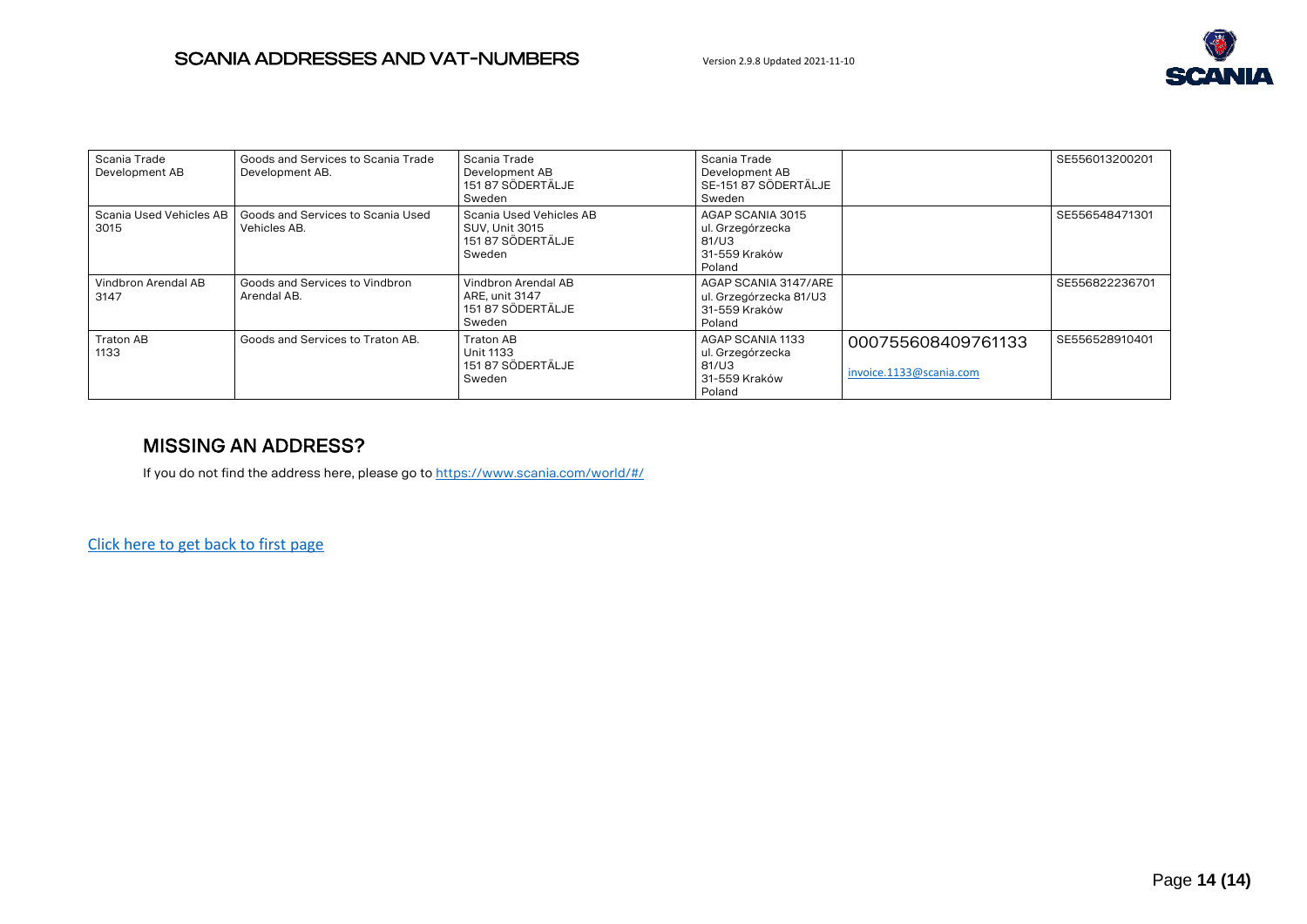| | | | | | |
|---|---|---|---|---|---|
| Scania Trade Development AB | Goods and Services to Scania Trade Development AB. | Scania Trade Development AB 151 87 SÖDERTÄLJE Sweden | Scania Trade Development AB SE-151 87 SÖDERTÄLJE Sweden | | SE556013200201 |
| Scania Used Vehicles AB 3015 | Goods and Services to Scania Used Vehicles AB. | Scania Used Vehicles AB SUV, Unit 3015 151 87 SÖDERTÄLJE Sweden | AGAP SCANIA 3015 ul. Grzegórzecka 81/U3 31-559 Kraków Poland | | SE556548471301 |
| Vindbron Arendal AB 3147 | Goods and Services to Vindbron Arendal AB. | Vindbron Arendal AB ARE, unit 3147 151 87 SÖDERTÄLJE Sweden | AGAP SCANIA 3147/ARE ul. Grzegórzecka 81/U3 31-559 Kraków Poland | | SE556822236701 |
| Traton AB 1133 | Goods and Services to Traton AB. | Traton AB Unit 1133 151 87 SÖDERTÄLJE Sweden | AGAP SCANIA 1133 ul. Grzegórzecka 81/U3 31-559 Kraków Poland | 000755608409761133 invoice.1133@scania.com | SE556528910401 |

## MISSING AN ADDRESS?

If you do not find the address here, please go to https://www.scania.com/world/#/

Click here to get back to first page